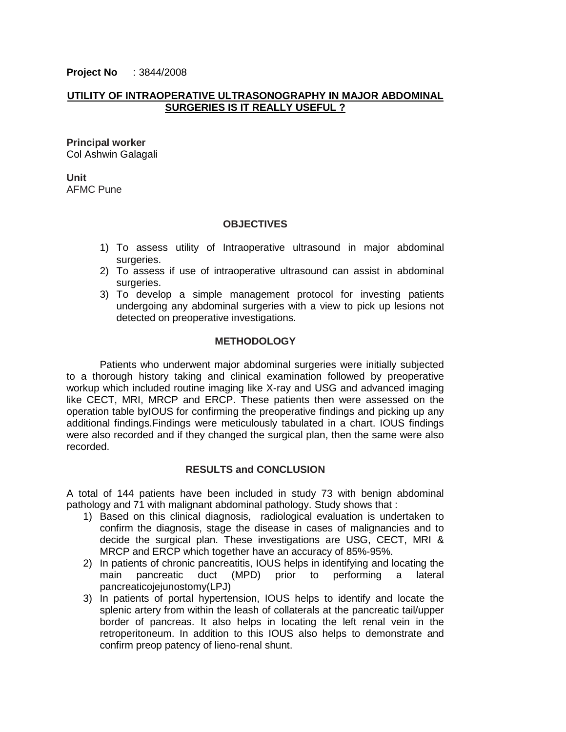**Project No** : 3844/2008

## UTILITY OF INTRAOPERATIVE ULTRASONOGRAPHY IN MAJOR ABDOMINAL SURGERIES IS IT REALLY USEFUL ?

**Principal worker**
Col Ashwin Galagali

**Unit**
AFMC Pune

### OBJECTIVES

1) To assess utility of Intraoperative ultrasound in major abdominal surgeries.
2) To assess if use of intraoperative ultrasound can assist in abdominal surgeries.
3) To develop a simple management protocol for investing patients undergoing any abdominal surgeries with a view to pick up lesions not detected on preoperative investigations.

### METHODOLOGY

Patients who underwent major abdominal surgeries were initially subjected to a thorough history taking and clinical examination followed by preoperative workup which included routine imaging like X-ray and USG and advanced imaging like CECT, MRI, MRCP and ERCP. These patients then were assessed on the operation table byIOUS for confirming the preoperative findings and picking up any additional findings.Findings were meticulously tabulated in a chart. IOUS findings were also recorded and if they changed the surgical plan, then the same were also recorded.

### RESULTS and CONCLUSION

A total of 144 patients have been included in study 73 with benign abdominal pathology and 71 with malignant abdominal pathology. Study shows that :

1) Based on this clinical diagnosis, radiological evaluation is undertaken to confirm the diagnosis, stage the disease in cases of malignancies and to decide the surgical plan. These investigations are USG, CECT, MRI & MRCP and ERCP which together have an accuracy of 85%-95%.
2) In patients of chronic pancreatitis, IOUS helps in identifying and locating the main pancreatic duct (MPD) prior to performing a lateral pancreaticojejunostomy(LPJ)
3) In patients of portal hypertension, IOUS helps to identify and locate the splenic artery from within the leash of collaterals at the pancreatic tail/upper border of pancreas. It also helps in locating the left renal vein in the retroperitoneum. In addition to this IOUS also helps to demonstrate and confirm preop patency of lieno-renal shunt.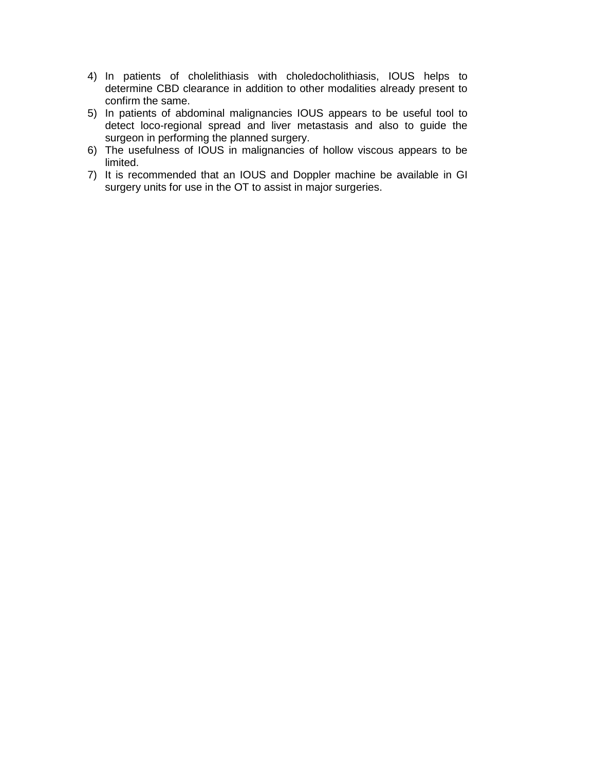4) In patients of cholelithiasis with choledocholithiasis, IOUS helps to determine CBD clearance in addition to other modalities already present to confirm the same.
5) In patients of abdominal malignancies IOUS appears to be useful tool to detect loco-regional spread and liver metastasis and also to guide the surgeon in performing the planned surgery.
6) The usefulness of IOUS in malignancies of hollow viscous appears to be limited.
7) It is recommended that an IOUS and Doppler machine be available in GI surgery units for use in the OT to assist in major surgeries.